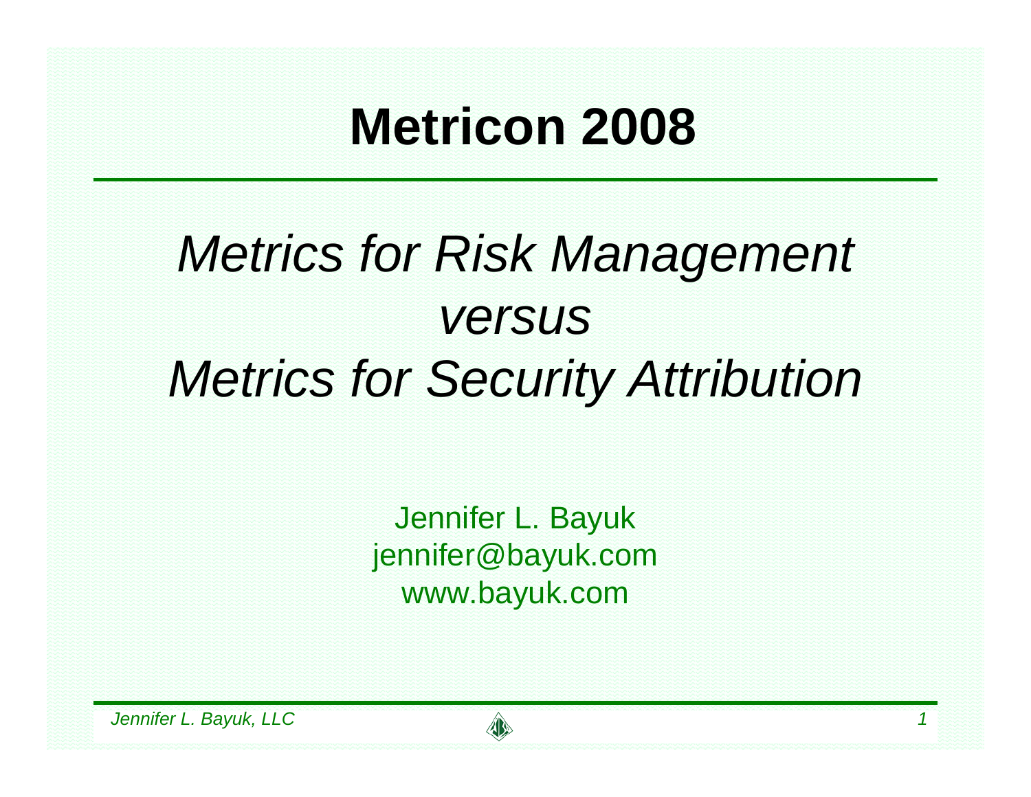# Metricon 2008

## *Metrics for Risk Management versus Metrics for Security Attribution*

Jennifer L. Bayuk
jennifer@bayuk.com
www.bayuk.com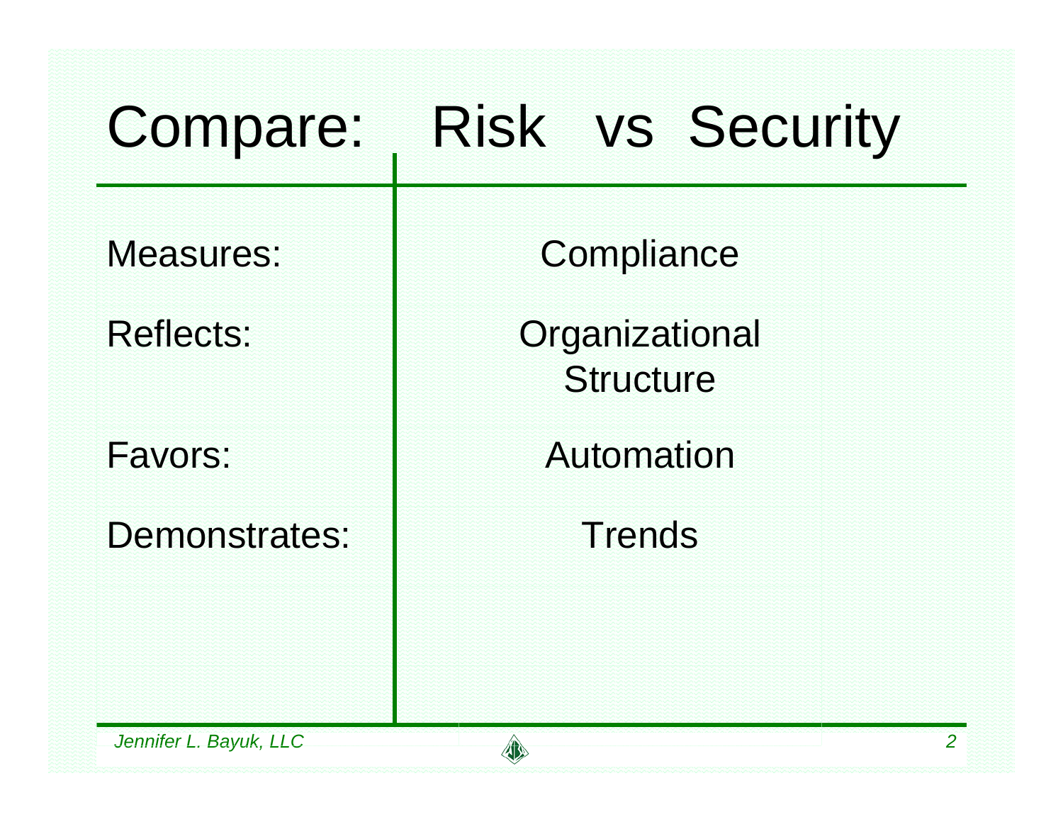# Compare: Risk vs Security

| | |
|---|---|
| Measures: | Compliance |
| Reflects: | Organizational Structure |
| Favors: | Automation |
| Demonstrates: | Trends |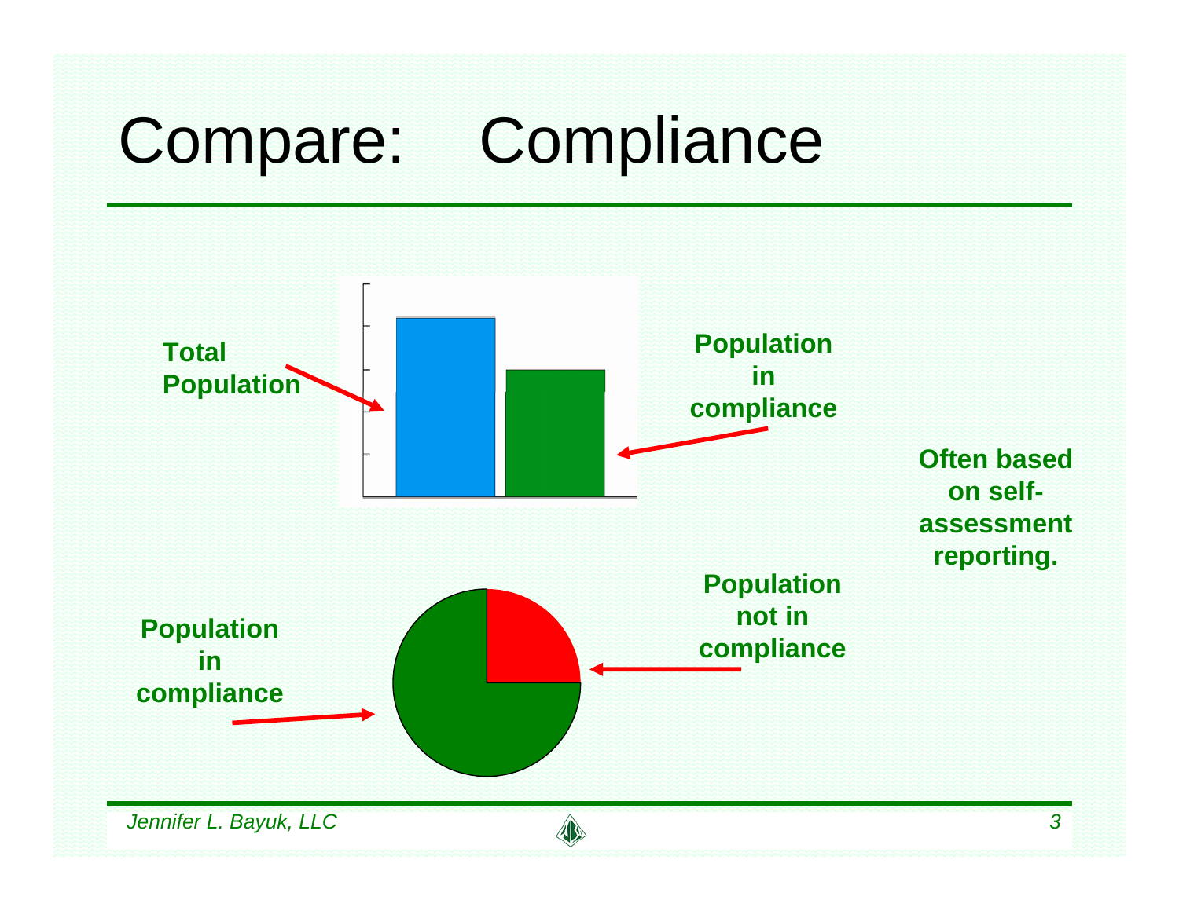# Compare: Compliance

Total Population

Population in compliance

Often based on self-assessment reporting.

Population in compliance

Population not in compliance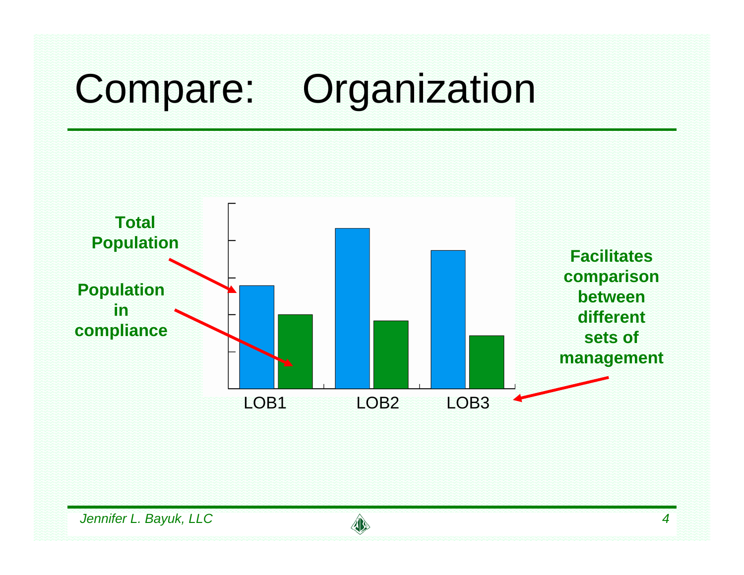# Compare: Organization

**Total Population**

**Population in compliance**

LOB1 LOB2 LOB3

**Facilitates comparison between different sets of management**

*Jennifer L. Bayuk, LLC*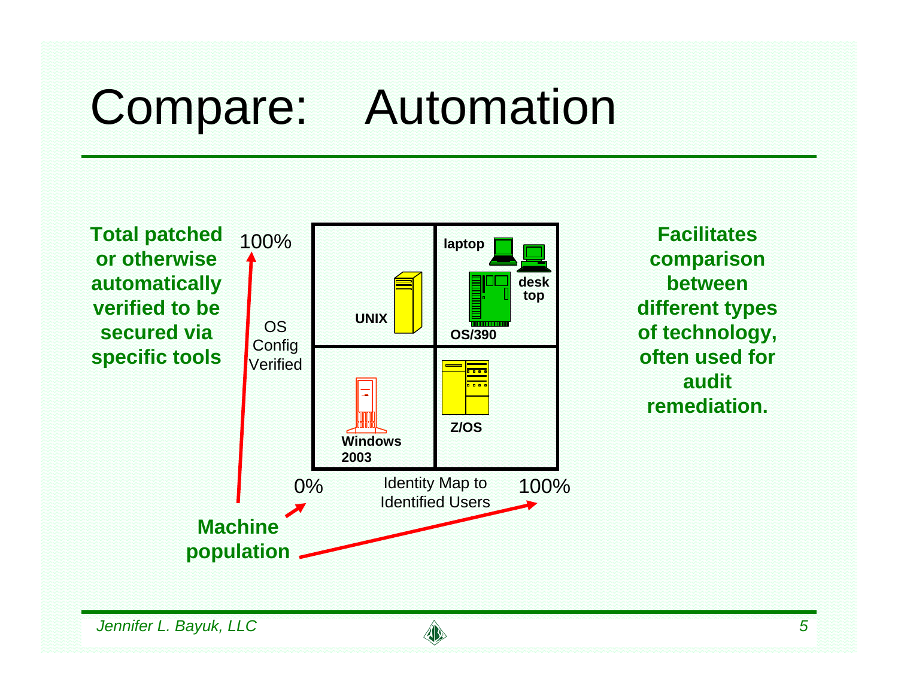# Compare: Automation

**Total patched or otherwise automatically verified to be secured via specific tools**

100%

OS Config Verified

| | |
|---|---|
| **UNIX** | **laptop** **desk top** **OS/390** |
| **Windows 2003** | **Z/OS** |

0% Identity Map to Identified Users 100%

**Machine population**

**Facilitates comparison between different types of technology, often used for audit remediation.**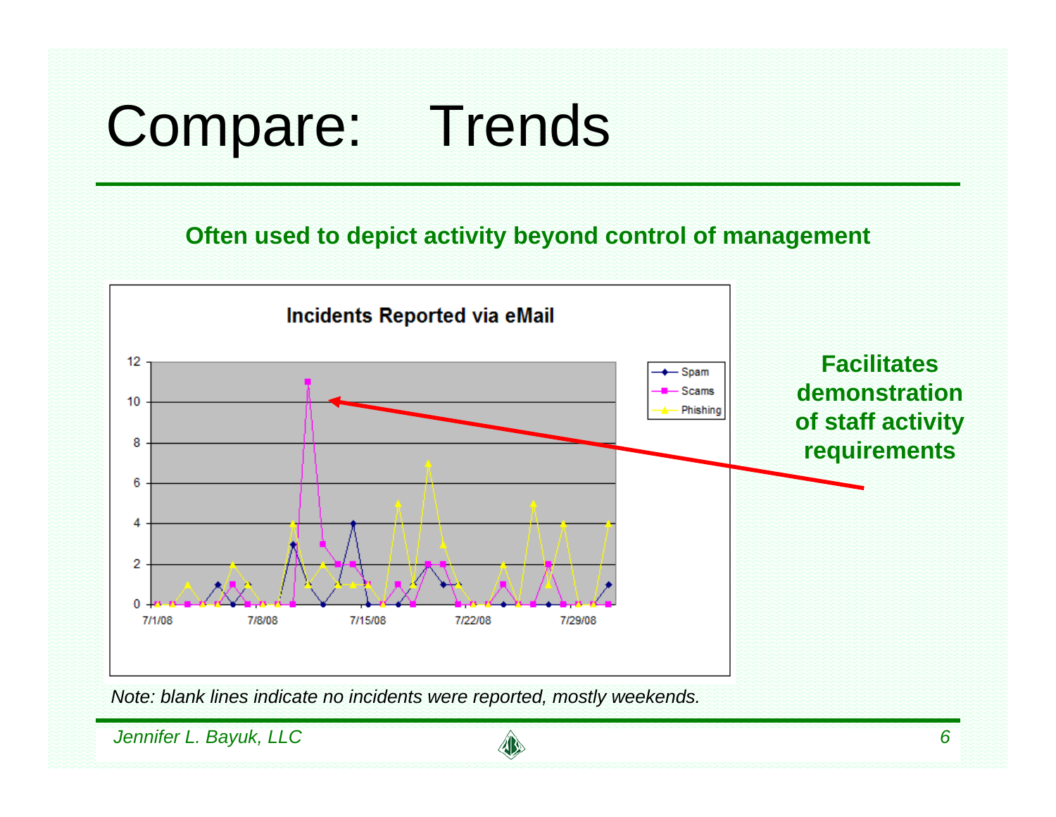# Compare: Trends

**Often used to depict activity beyond control of management**

**Incidents Reported via eMail**

**Facilitates demonstration of staff activity requirements**

*Note: blank lines indicate no incidents were reported, mostly weekends.*

*Jennifer L. Bayuk, LLC*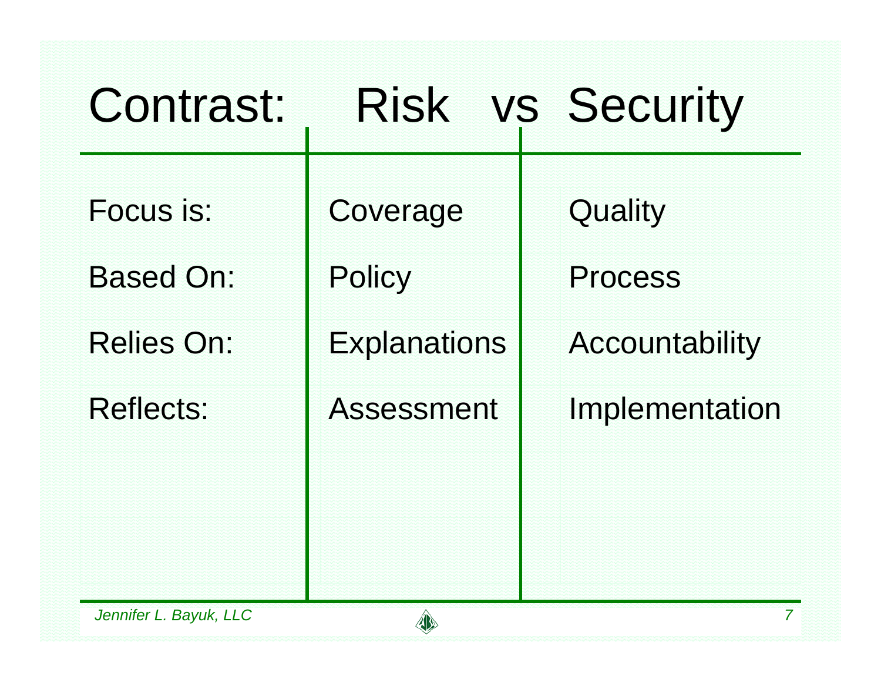| Contrast: | Risk | vs Security |
|---|---|---|
| Focus is: | Coverage | Quality |
| Based On: | Policy | Process |
| Relies On: | Explanations | Accountability |
| Reflects: | Assessment | Implementation |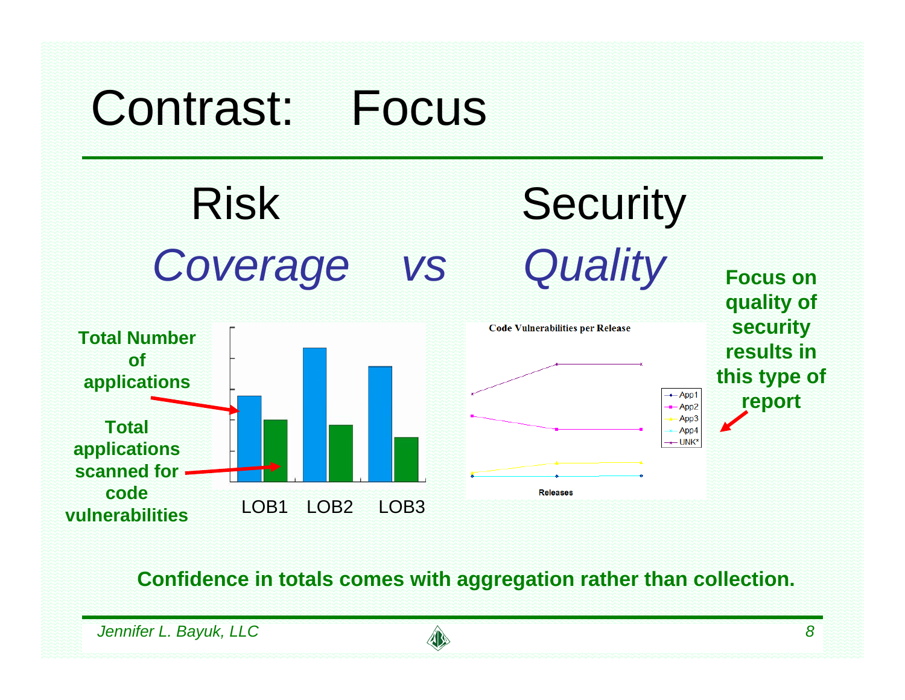# Contrast: Focus

## Risk / Security

*Coverage* *vs* *Quality*

**Total Number of applications**

**Total applications scanned for code vulnerabilities**

LOB1 LOB2 LOB3

Code Vulnerabilities per Release

App1, App2, App3, App4, UNK*

Releases

**Focus on quality of security results in this type of report**

**Confidence in totals comes with aggregation rather than collection.**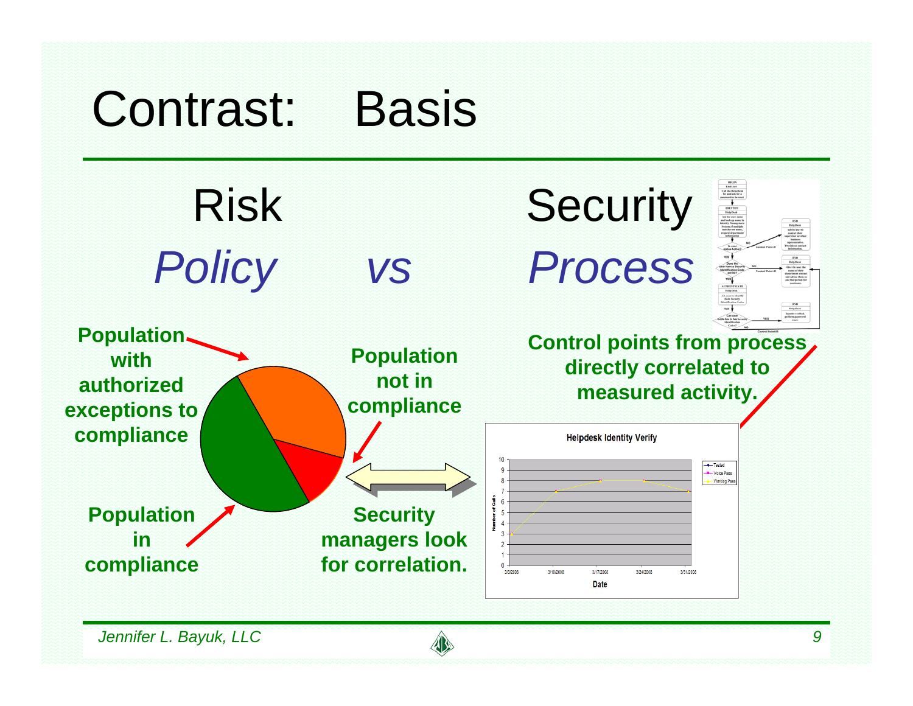# Contrast: Basis

**Risk** *Policy* *vs* **Security** *Process*

**Population with authorized exceptions to compliance**

**Population not in compliance**

**Population in compliance**

**Security managers look for correlation.**

**Control points from process directly correlated to measured activity.**

Helpdesk Identity Verify

Number of Calls

Date

Tested

Voice Pass

Working Pass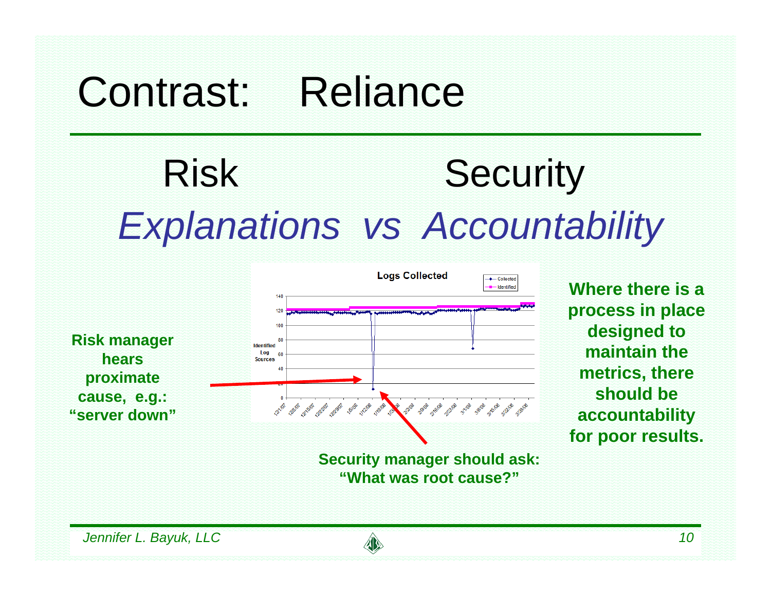# Contrast: Reliance

## Risk Security

## *Explanations vs Accountability*

**Risk manager hears proximate cause, e.g.: "server down"**

Logs Collected

**Security manager should ask: "What was root cause?"**

**Where there is a process in place designed to maintain the metrics, there should be accountability for poor results.**

*Jennifer L. Bayuk, LLC*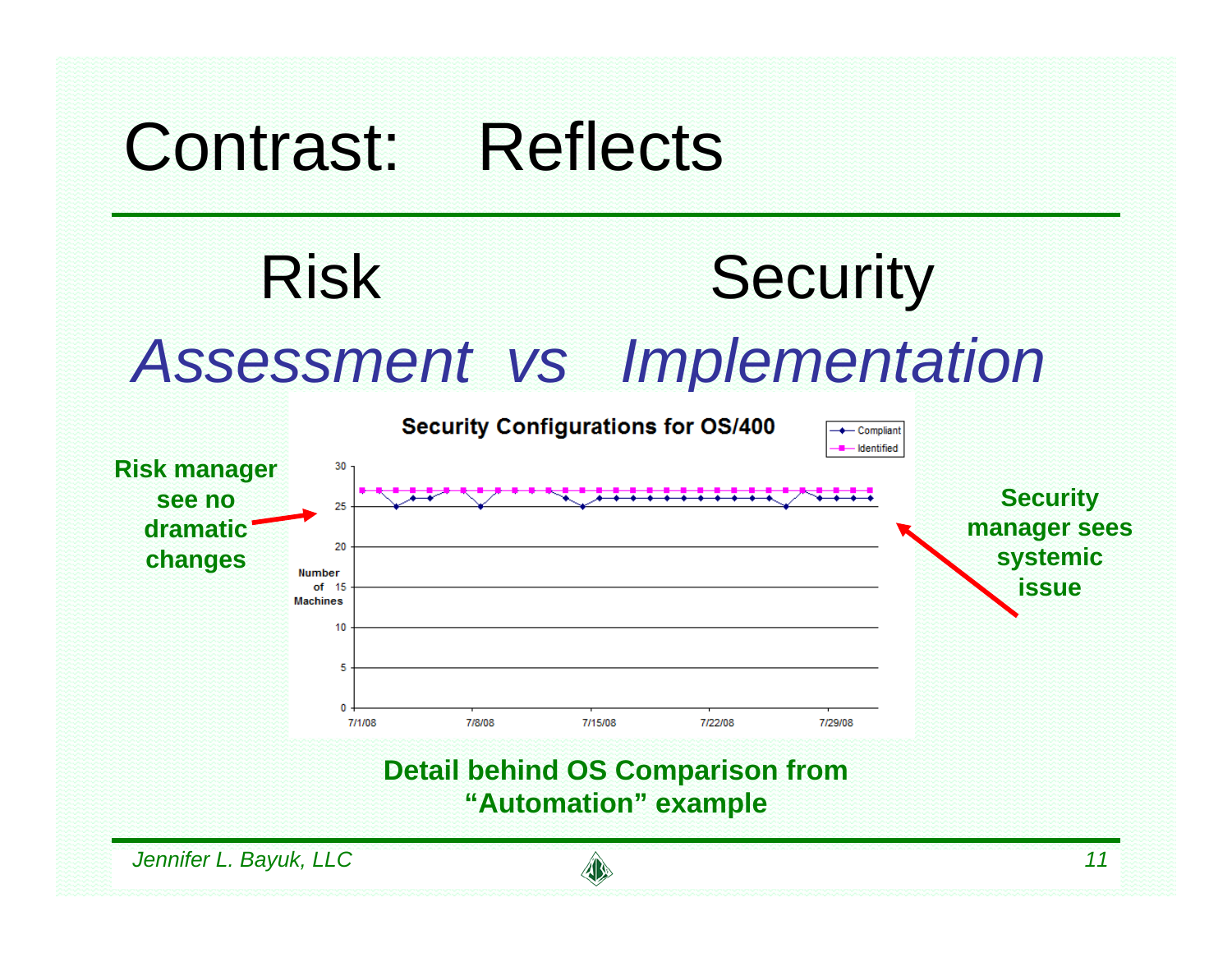# Contrast: Reflects

## Risk Assessment vs Security Implementation

**Security Configurations for OS/400**

**Risk manager see no dramatic changes**

**Security manager sees systemic issue**

**Detail behind OS Comparison from "Automation" example**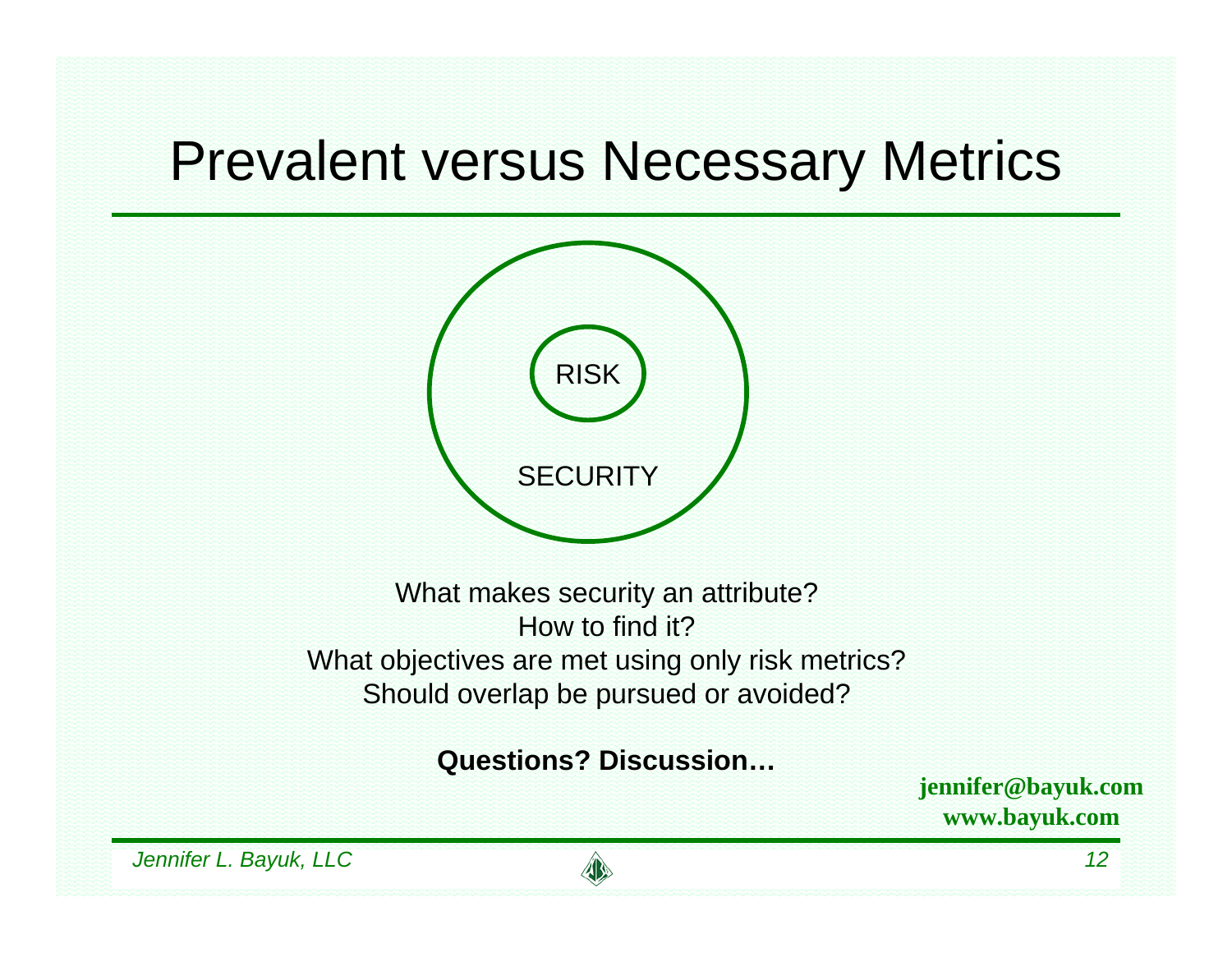# Prevalent versus Necessary Metrics

RISK

SECURITY

What makes security an attribute?
How to find it?
What objectives are met using only risk metrics?
Should overlap be pursued or avoided?

**Questions? Discussion…**

**jennifer@bayuk.com**
**www.bayuk.com**